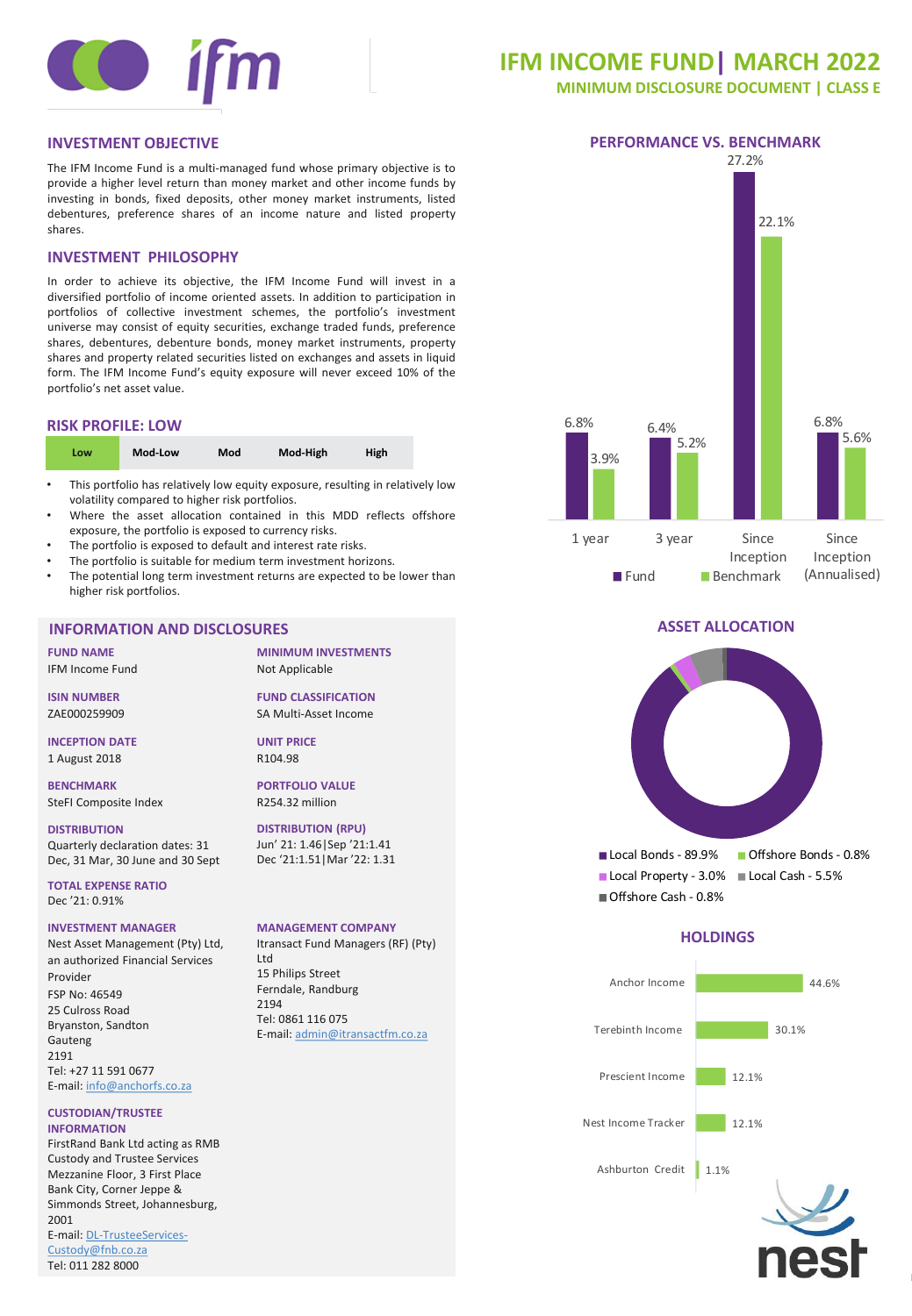# IFM INCOME FUND| MARCH 2022

## MINIMUM DISCLOSURE DOCUMENT | CLASS E

## INVESTMENT OBJECTIVE

The IFM Income Fund is a multi-managed fund whose primary objective is to provide a higher level return than money market and other income funds by investing in bonds, fixed deposits, other money market instruments, listed debentures, preference shares of an income nature and listed property shares.

## INVESTMENT PHILOSOPHY

In order to achieve its objective, the IFM Income Fund will invest in a diversified portfolio of income oriented assets. In addition to participation in portfolios of collective investment schemes, the portfolio's investment universe may consist of equity securities, exchange traded funds, preference shares, debentures, debenture bonds, money market instruments, property shares and property related securities listed on exchanges and assets in liquid form. The IFM Income Fund's equity exposure will never exceed 10% of the portfolio's net asset value.

## RISK PROFILE: LOW

| Low | Mod-Low | Mod | Mod-High | High |
|---|---|---|---|---|

- This portfolio has relatively low equity exposure, resulting in relatively low volatility compared to higher risk portfolios.
- Where the asset allocation contained in this MDD reflects offshore exposure, the portfolio is exposed to currency risks.
- The portfolio is exposed to default and interest rate risks.
- The portfolio is suitable for medium term investment horizons.
- The potential long term investment returns are expected to be lower than higher risk portfolios.

## INFORMATION AND DISCLOSURES

**FUND NAME**
IFM Income Fund

**ISIN NUMBER**
ZAE000259909

**INCEPTION DATE**
1 August 2018

**BENCHMARK**
SteFI Composite Index

**DISTRIBUTION**
Quarterly declaration dates: 31 Dec, 31 Mar, 30 June and 30 Sept

**TOTAL EXPENSE RATIO**
Dec '21: 0.91%

**INVESTMENT MANAGER**
Nest Asset Management (Pty) Ltd, an authorized Financial Services Provider
FSP No: 46549
25 Culross Road
Bryanston, Sandton
Gauteng
2191
Tel: +27 11 591 0677
E-mail: info@anchorfs.co.za

**CUSTODIAN/TRUSTEE INFORMATION**
FirstRand Bank Ltd acting as RMB Custody and Trustee Services
Mezzanine Floor, 3 First Place
Bank City, Corner Jeppe & Simmonds Street, Johannesburg, 2001
E-mail: DL-TrusteeServices-Custody@fnb.co.za
Tel: 011 282 8000

**MINIMUM INVESTMENTS**
Not Applicable

**FUND CLASSIFICATION**
SA Multi-Asset Income

**UNIT PRICE**
R104.98

**PORTFOLIO VALUE**
R254.32 million

**DISTRIBUTION (RPU)**
Jun' 21: 1.46|Sep '21:1.41
Dec '21:1.51|Mar '22: 1.31

**MANAGEMENT COMPANY**
Itransact Fund Managers (RF) (Pty) Ltd
15 Philips Street
Ferndale, Randburg
2194
Tel: 0861 116 075
E-mail: admin@itransactfm.co.za

## PERFORMANCE VS. BENCHMARK

| | Fund | Benchmark |
|---|---|---|
| 1 year | 6.8% | 3.9% |
| 3 year | 6.4% | 5.2% |
| Since Inception | 27.2% | 22.1% |
| Since Inception (Annualised) | 6.8% | 5.6% |

## ASSET ALLOCATION

- Local Bonds - 89.9%
- Offshore Bonds - 0.8%
- Local Property - 3.0%
- Local Cash - 5.5%
- Offshore Cash - 0.8%

## HOLDINGS

| Holding | % |
|---|---|
| Anchor Income | 44.6% |
| Terebinth Income | 30.1% |
| Prescient Income | 12.1% |
| Nest Income Tracker | 12.1% |
| Ashburton Credit | 1.1% |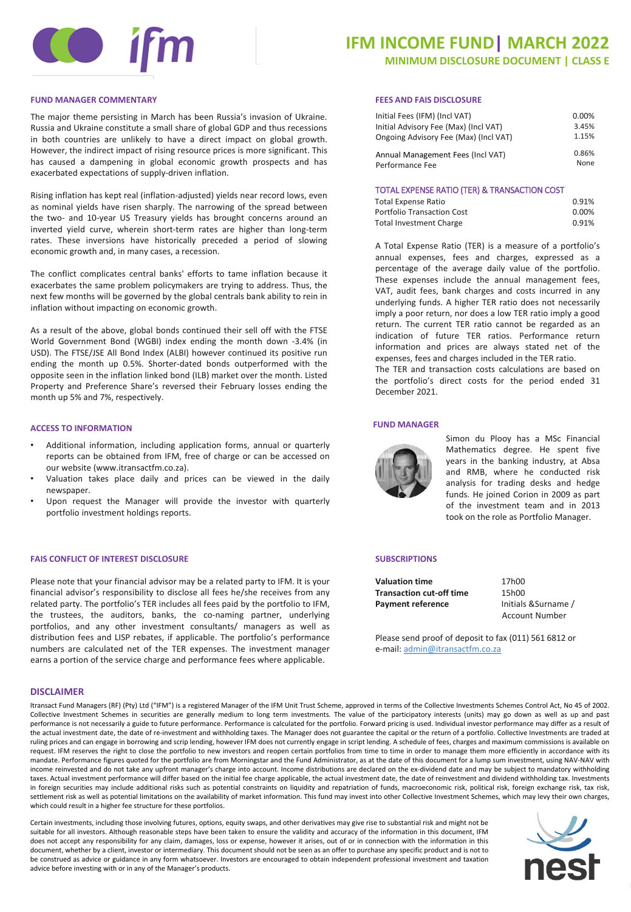# IFM INCOME FUND| MARCH 2022

## MINIMUM DISCLOSURE DOCUMENT | CLASS E

### FUND MANAGER COMMENTARY

The major theme persisting in March has been Russia's invasion of Ukraine. Russia and Ukraine constitute a small share of global GDP and thus recessions in both countries are unlikely to have a direct impact on global growth. However, the indirect impact of rising resource prices is more significant. This has caused a dampening in global economic growth prospects and has exacerbated expectations of supply-driven inflation.

Rising inflation has kept real (inflation-adjusted) yields near record lows, even as nominal yields have risen sharply. The narrowing of the spread between the two- and 10-year US Treasury yields has brought concerns around an inverted yield curve, wherein short-term rates are higher than long-term rates. These inversions have historically preceded a period of slowing economic growth and, in many cases, a recession.

The conflict complicates central banks' efforts to tame inflation because it exacerbates the same problem policymakers are trying to address. Thus, the next few months will be governed by the global centrals bank ability to rein in inflation without impacting on economic growth.

As a result of the above, global bonds continued their sell off with the FTSE World Government Bond (WGBI) index ending the month down -3.4% (in USD). The FTSE/JSE All Bond Index (ALBI) however continued its positive run ending the month up 0.5%. Shorter-dated bonds outperformed with the opposite seen in the inflation linked bond (ILB) market over the month. Listed Property and Preference Share's reversed their February losses ending the month up 5% and 7%, respectively.

### ACCESS TO INFORMATION

- Additional information, including application forms, annual or quarterly reports can be obtained from IFM, free of charge or can be accessed on our website (www.itransactfm.co.za).
- Valuation takes place daily and prices can be viewed in the daily newspaper.
- Upon request the Manager will provide the investor with quarterly portfolio investment holdings reports.

### FAIS CONFLICT OF INTEREST DISCLOSURE

Please note that your financial advisor may be a related party to IFM. It is your financial advisor's responsibility to disclose all fees he/she receives from any related party. The portfolio's TER includes all fees paid by the portfolio to IFM, the trustees, the auditors, banks, the co-naming partner, underlying portfolios, and any other investment consultants/ managers as well as distribution fees and LISP rebates, if applicable. The portfolio's performance numbers are calculated net of the TER expenses. The investment manager earns a portion of the service charge and performance fees where applicable.

### FEES AND FAIS DISCLOSURE

| | |
|---|---|
| Initial Fees (IFM) (Incl VAT) | 0.00% |
| Initial Advisory Fee (Max) (Incl VAT) | 3.45% |
| Ongoing Advisory Fee (Max) (Incl VAT) | 1.15% |
| Annual Management Fees (Incl VAT) | 0.86% |
| Performance Fee | None |

### TOTAL EXPENSE RATIO (TER) & TRANSACTION COST

| | |
|---|---|
| Total Expense Ratio | 0.91% |
| Portfolio Transaction Cost | 0.00% |
| Total Investment Charge | 0.91% |

A Total Expense Ratio (TER) is a measure of a portfolio's annual expenses, fees and charges, expressed as a percentage of the average daily value of the portfolio. These expenses include the annual management fees, VAT, audit fees, bank charges and costs incurred in any underlying funds. A higher TER ratio does not necessarily imply a poor return, nor does a low TER ratio imply a good return. The current TER ratio cannot be regarded as an indication of future TER ratios. Performance return information and prices are always stated net of the expenses, fees and charges included in the TER ratio.
The TER and transaction costs calculations are based on the portfolio's direct costs for the period ended 31 December 2021.

### FUND MANAGER

Simon du Plooy has a MSc Financial Mathematics degree. He spent five years in the banking industry, at Absa and RMB, where he conducted risk analysis for trading desks and hedge funds. He joined Corion in 2009 as part of the investment team and in 2013 took on the role as Portfolio Manager.

### SUBSCRIPTIONS

| | |
|---|---|
| **Valuation time** | 17h00 |
| **Transaction cut-off time** | 15h00 |
| **Payment reference** | Initials &Surname / Account Number |

Please send proof of deposit to fax (011) 561 6812 or e-mail: admin@itransactfm.co.za

### DISCLAIMER

Itransact Fund Managers (RF) (Pty) Ltd ("IFM") is a registered Manager of the IFM Unit Trust Scheme, approved in terms of the Collective Investments Schemes Control Act, No 45 of 2002. Collective Investment Schemes in securities are generally medium to long term investments. The value of the participatory interests (units) may go down as well as up and past performance is not necessarily a guide to future performance. Performance is calculated for the portfolio. Forward pricing is used. Individual investor performance may differ as a result of the actual investment date, the date of re-investment and withholding taxes. The Manager does not guarantee the capital or the return of a portfolio. Collective Investments are traded at ruling prices and can engage in borrowing and scrip lending, however IFM does not currently engage in script lending. A schedule of fees, charges and maximum commissions is available on request. IFM reserves the right to close the portfolio to new investors and reopen certain portfolios from time to time in order to manage them more efficiently in accordance with its mandate. Performance figures quoted for the portfolio are from Morningstar and the Fund Administrator, as at the date of this document for a lump sum investment, using NAV-NAV with income reinvested and do not take any upfront manager's charge into account. Income distributions are declared on the ex-dividend date and may be subject to mandatory withholding taxes. Actual investment performance will differ based on the initial fee charge applicable, the actual investment date, the date of reinvestment and dividend withholding tax. Investments in foreign securities may include additional risks such as potential constraints on liquidity and repatriation of funds, macroeconomic risk, political risk, foreign exchange risk, tax risk, settlement risk as well as potential limitations on the availability of market information. This fund may invest into other Collective Investment Schemes, which may levy their own charges, which could result in a higher fee structure for these portfolios.

Certain investments, including those involving futures, options, equity swaps, and other derivatives may give rise to substantial risk and might not be suitable for all investors. Although reasonable steps have been taken to ensure the validity and accuracy of the information in this document, IFM does not accept any responsibility for any claim, damages, loss or expense, however it arises, out of or in connection with the information in this document, whether by a client, investor or intermediary. This document should not be seen as an offer to purchase any specific product and is not to be construed as advice or guidance in any form whatsoever. Investors are encouraged to obtain independent professional investment and taxation advice before investing with or in any of the Manager's products.